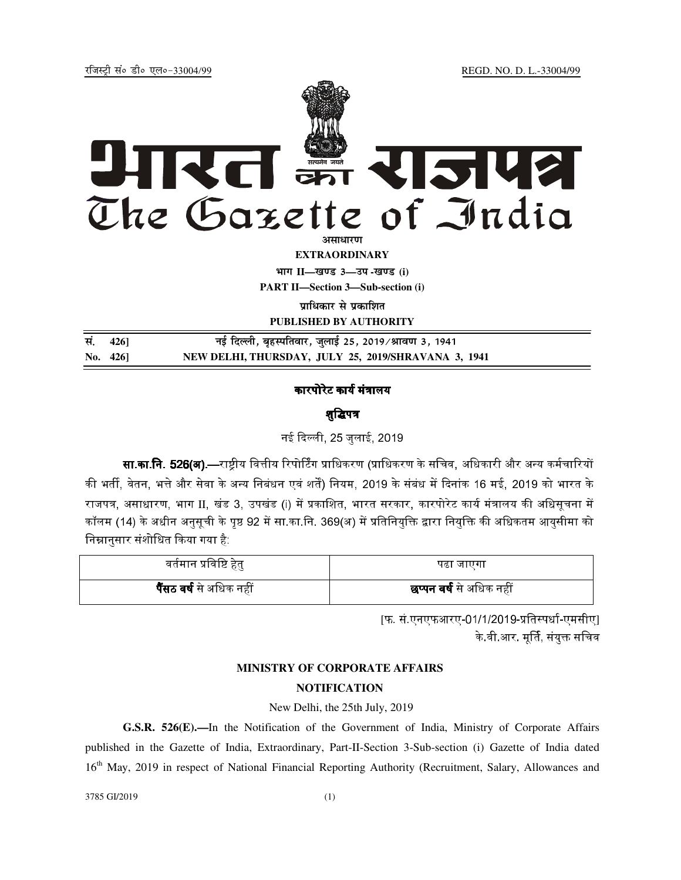रजिस्ट्री सं० डी० एल०-33004/99 REGD. NO. D. L.-33004/99

# भारत का राजपत्र
# The Gazette of India

असाधारण

**EXTRAORDINARY**

भाग II—खण्ड 3—उप-खण्ड (i)

**PART II—Section 3—Sub-section (i)**

प्राधिकार से प्रकाशित

**PUBLISHED BY AUTHORITY**

| | |
|---|---|
| सं. 426] | नई दिल्ली, बृहस्पतिवार, जुलाई 25, 2019/श्रावण 3, 1941 |
| **No. 426]** | **NEW DELHI, THURSDAY, JULY 25, 2019/SHRAVANA 3, 1941** |

## कारपोरेट कार्य मंत्रालय

### शुद्धिपत्र

नई दिल्ली, 25 जुलाई, 2019

**सा.का.नि. 526(अ).**—राष्ट्रीय वित्तीय रिपोर्टिंग प्राधिकरण (प्राधिकरण के सचिव, अधिकारी और अन्य कर्मचारियों की भर्ती, वेतन, भत्ते और सेवा के अन्य निबंधन एवं शर्तें) नियम, 2019 के संबंध में दिनांक 16 मई, 2019 को भारत के राजपत्र, असाधारण, भाग II, खंड 3, उपखंड (i) में प्रकाशित, भारत सरकार, कारपोरेट कार्य मंत्रालय की अधिसूचना में कॉलम (14) के अधीन अनुसूची के पृष्ठ 92 में सा.का.नि. 369(अ) में प्रतिनियुक्ति द्वारा नियुक्ति की अधिकतम आयुसीमा को निम्नानुसार संशोधित किया गया है:

| वर्तमान प्रविष्टि हेतु | पढा जाएगा |
|---|---|
| **पैंसठ वर्ष** से अधिक नहीं | **छप्पन वर्ष** से अधिक नहीं |

[फ. सं.एनएफआरए-01/1/2019-प्रतिस्पर्धा-एमसीए]

के.वी.आर. मूर्ति, संयुक्त सचिव

## MINISTRY OF CORPORATE AFFAIRS

### NOTIFICATION

New Delhi, the 25th July, 2019

**G.S.R. 526(E).**—In the Notification of the Government of India, Ministry of Corporate Affairs published in the Gazette of India, Extraordinary, Part-II-Section 3-Sub-section (i) Gazette of India dated 16th May, 2019 in respect of National Financial Reporting Authority (Recruitment, Salary, Allowances and

3785 GI/2019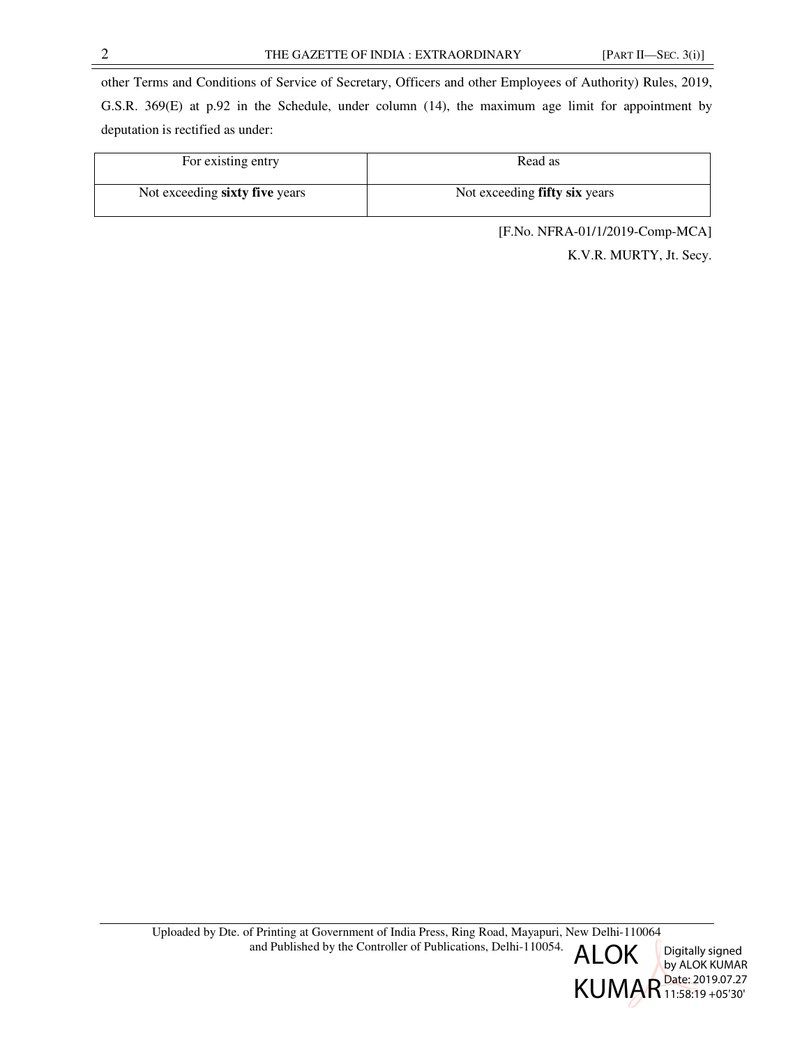other Terms and Conditions of Service of Secretary, Officers and other Employees of Authority) Rules, 2019, G.S.R. 369(E) at p.92 in the Schedule, under column (14), the maximum age limit for appointment by deputation is rectified as under:

| For existing entry | Read as |
|---|---|
| Not exceeding **sixty five** years | Not exceeding **fifty six** years |

[F.No. NFRA-01/1/2019-Comp-MCA]

K.V.R. MURTY, Jt. Secy.

Uploaded by Dte. of Printing at Government of India Press, Ring Road, Mayapuri, New Delhi-110064 and Published by the Controller of Publications, Delhi-110054.

ALOK KUMAR Digitally signed by ALOK KUMAR Date: 2019.07.27 11:58:19 +05'30'